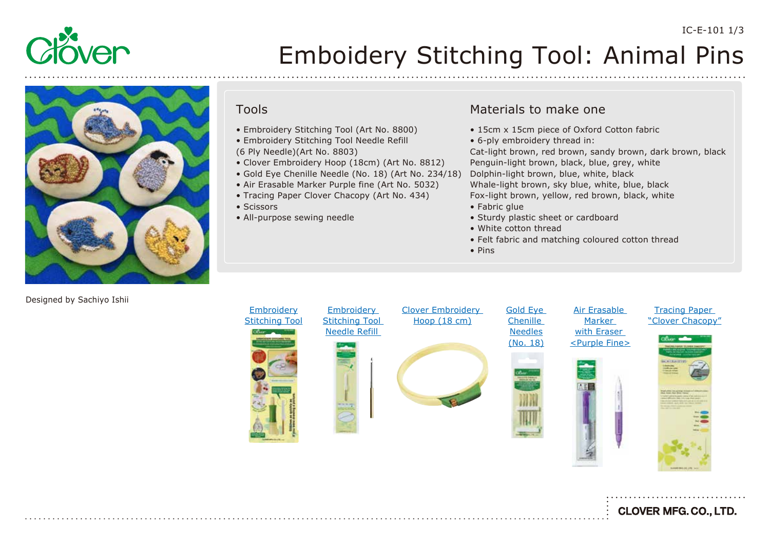# Emboidery Stitching Tool: Animal Pins

Designed by Sachiyo Ishii

## Tools

- Embroidery Stitching Tool (Art No. 8800)
- Embroidery Stitching Tool Needle Refill (6 Ply Needle)(Art No. 8803)
- Clover Embroidery Hoop (18cm) (Art No. 8812)
- Gold Eye Chenille Needle (No. 18) (Art No. 234/18)
- Air Erasable Marker Purple fine (Art No. 5032)
- Tracing Paper Clover Chacopy (Art No. 434)
- Scissors
- All-purpose sewing needle

## Materials to make one

- 15cm x 15cm piece of Oxford Cotton fabric
- 6-ply embroidery thread in:
  Cat-light brown, red brown, sandy brown, dark brown, black
  Penguin-light brown, black, blue, grey, white
  Dolphin-light brown, blue, white, black
  Whale-light brown, sky blue, white, blue, black
  Fox-light brown, yellow, red brown, black, white
- Fabric glue
- Sturdy plastic sheet or cardboard
- White cotton thread
- Felt fabric and matching coloured cotton thread
- Pins

Embroidery Stitching Tool

Embroidery Stitching Tool Needle Refill

Clover Embroidery Hoop (18 cm)

Gold Eye Chenille Needles (No. 18)

Air Erasable Marker with Eraser <Purple Fine>

Tracing Paper "Clover Chacopy"

CLOVER MFG. CO., LTD.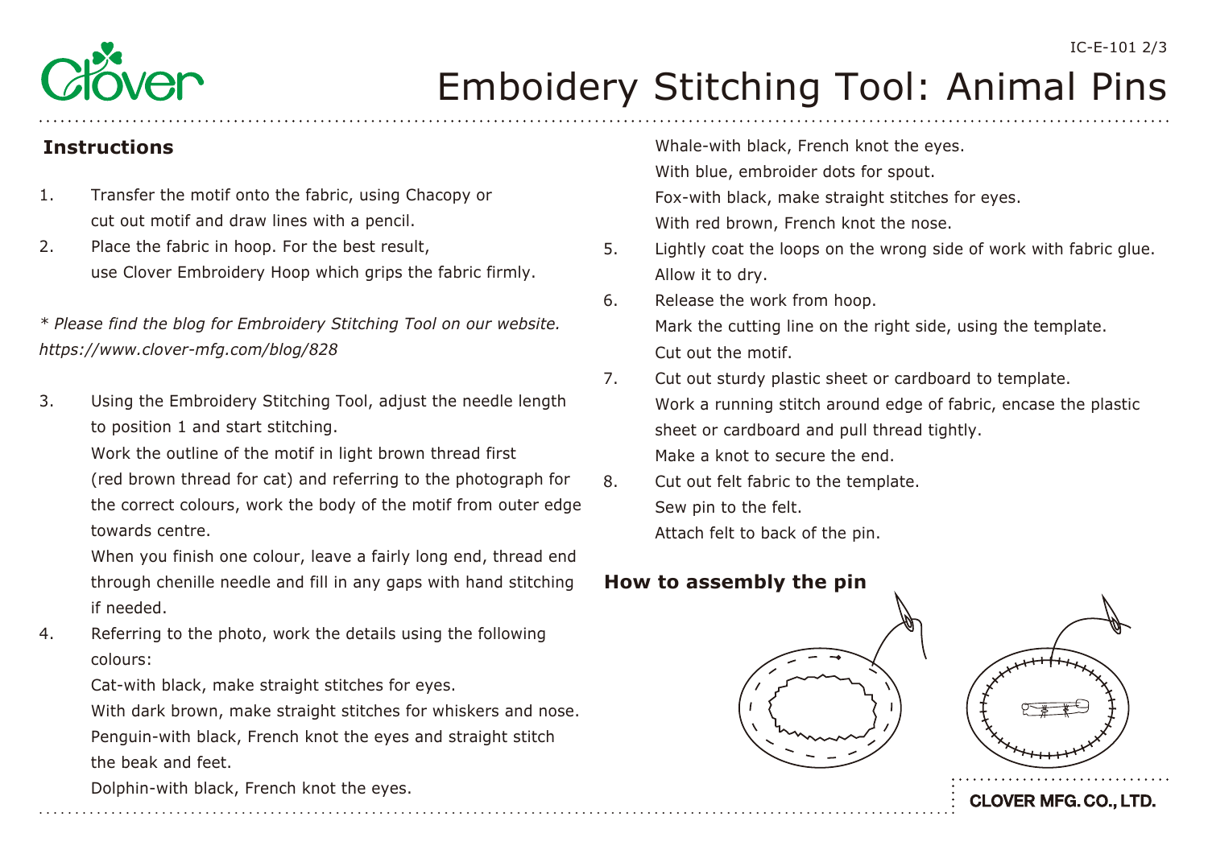# Emboidery Stitching Tool: Animal Pins

## Instructions

1. Transfer the motif onto the fabric, using Chacopy or cut out motif and draw lines with a pencil.
2. Place the fabric in hoop. For the best result, use Clover Embroidery Hoop which grips the fabric firmly.

*\* Please find the blog for Embroidery Stitching Tool on our website. https://www.clover-mfg.com/blog/828*

3. Using the Embroidery Stitching Tool, adjust the needle length to position 1 and start stitching.
   Work the outline of the motif in light brown thread first (red brown thread for cat) and referring to the photograph for the correct colours, work the body of the motif from outer edge towards centre.
   When you finish one colour, leave a fairly long end, thread end through chenille needle and fill in any gaps with hand stitching if needed.
4. Referring to the photo, work the details using the following colours:
   Cat-with black, make straight stitches for eyes.
   With dark brown, make straight stitches for whiskers and nose.
   Penguin-with black, French knot the eyes and straight stitch the beak and feet.
   Dolphin-with black, French knot the eyes.
   Whale-with black, French knot the eyes.
   With blue, embroider dots for spout.
   Fox-with black, make straight stitches for eyes.
   With red brown, French knot the nose.
5. Lightly coat the loops on the wrong side of work with fabric glue. Allow it to dry.
6. Release the work from hoop.
   Mark the cutting line on the right side, using the template.
   Cut out the motif.
7. Cut out sturdy plastic sheet or cardboard to template.
   Work a running stitch around edge of fabric, encase the plastic sheet or cardboard and pull thread tightly.
   Make a knot to secure the end.
8. Cut out felt fabric to the template.
   Sew pin to the felt.
   Attach felt to back of the pin.

## How to assembly the pin

CLOVER MFG. CO., LTD.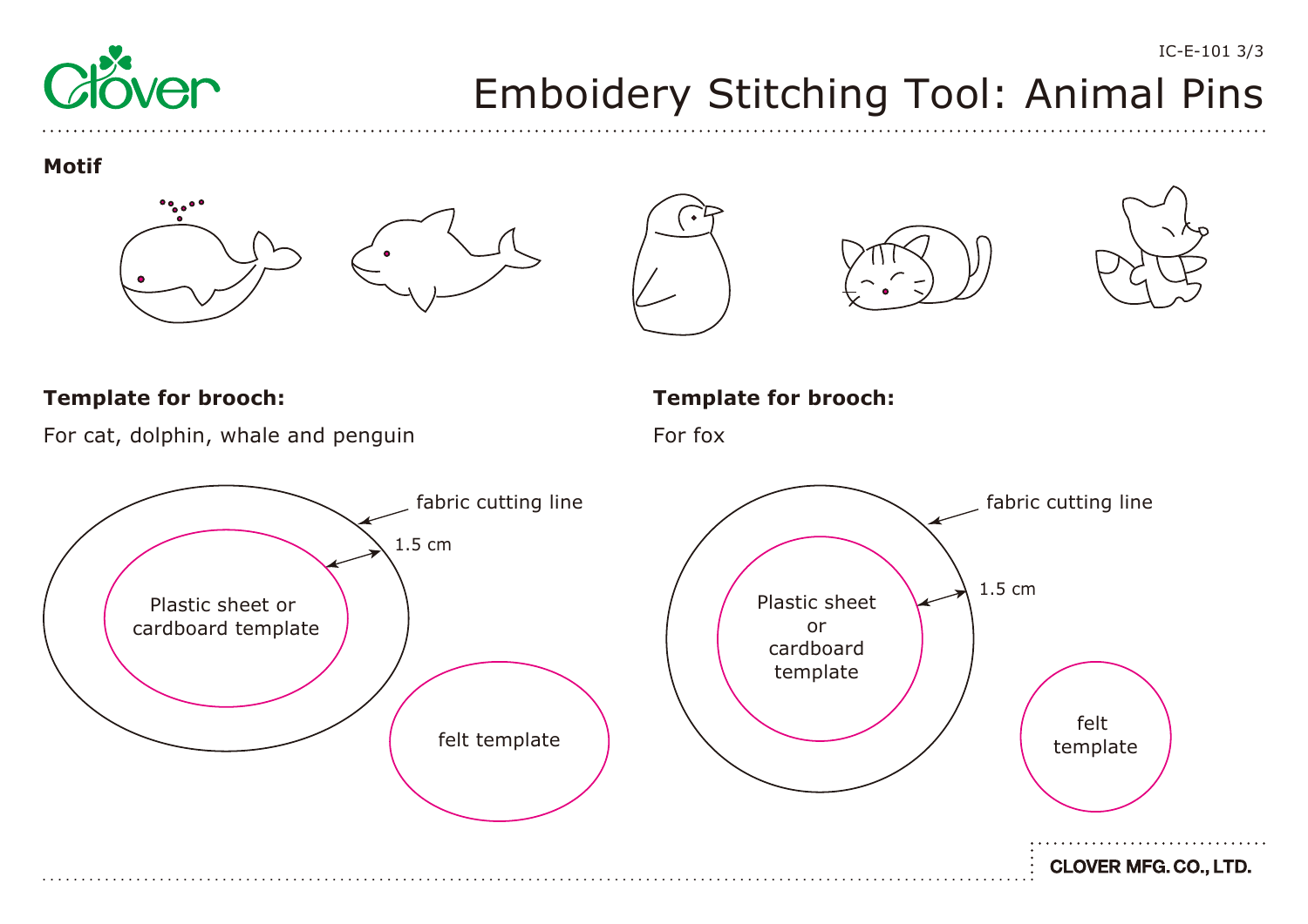# Emboidery Stitching Tool: Animal Pins

**Motif**

**Template for brooch:**

For cat, dolphin, whale and penguin

fabric cutting line

1.5 cm

Plastic sheet or cardboard template

felt template

**Template for brooch:**

For fox

fabric cutting line

1.5 cm

Plastic sheet or cardboard template

felt template

CLOVER MFG. CO., LTD.